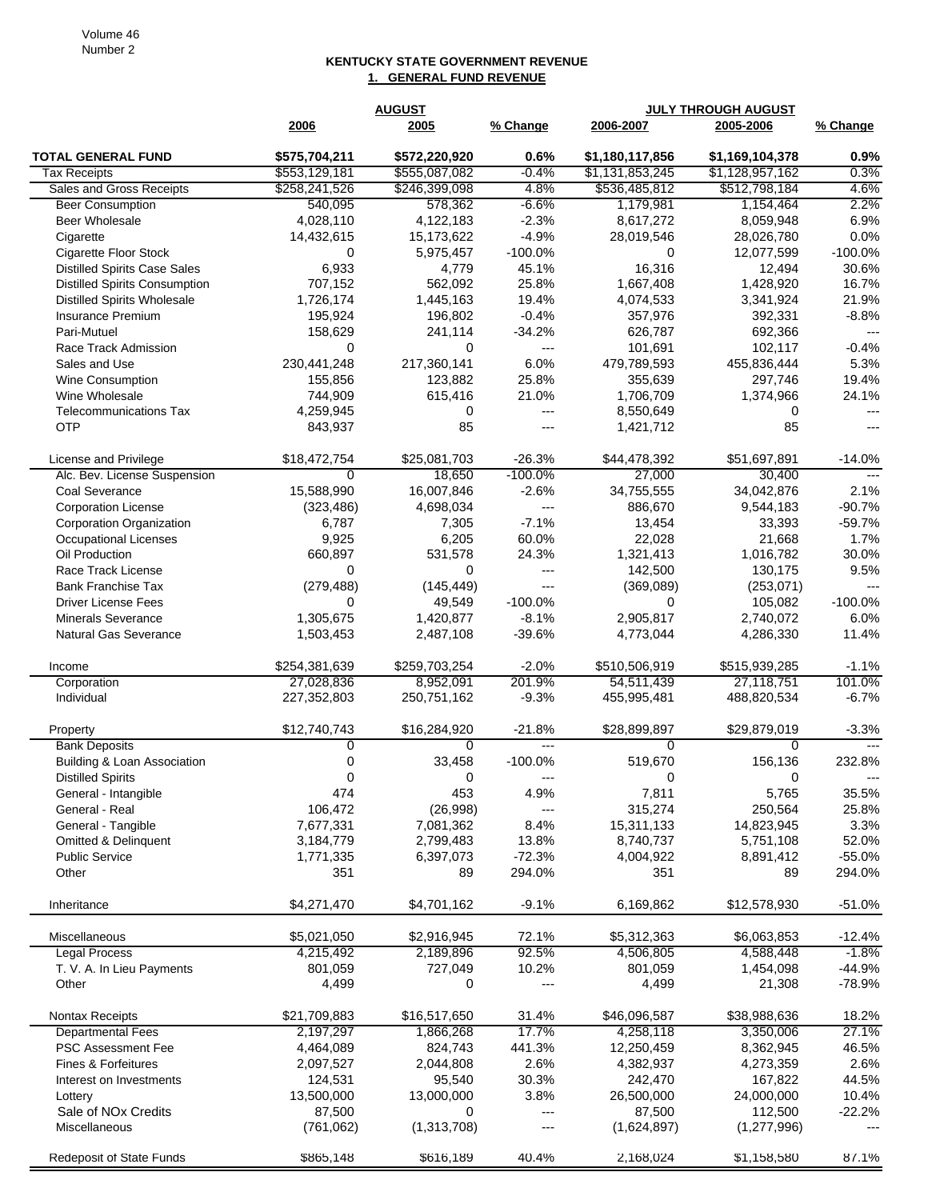# KENTUCKY STATE GOVERNMENT REVENUE

## 1. GENERAL FUND REVENUE

| | AUGUST | | | JULY THROUGH AUGUST | | |
|---|---|---|---|---|---|---|
| | 2006 | 2005 | % Change | 2006-2007 | 2005-2006 | % Change |
| **TOTAL GENERAL FUND** | **$575,704,211** | **$572,220,920** | **0.6%** | **$1,180,117,856** | **$1,169,104,378** | **0.9%** |
| Tax Receipts | $553,129,181 | $555,087,082 | -0.4% | $1,131,853,245 | $1,128,957,162 | 0.3% |
| Sales and Gross Receipts | $258,241,526 | $246,399,098 | 4.8% | $536,485,812 | $512,798,184 | 4.6% |
| Beer Consumption | 540,095 | 578,362 | -6.6% | 1,179,981 | 1,154,464 | 2.2% |
| Beer Wholesale | 4,028,110 | 4,122,183 | -2.3% | 8,617,272 | 8,059,948 | 6.9% |
| Cigarette | 14,432,615 | 15,173,622 | -4.9% | 28,019,546 | 28,026,780 | 0.0% |
| Cigarette Floor Stock | 0 | 5,975,457 | -100.0% | 0 | 12,077,599 | -100.0% |
| Distilled Spirits Case Sales | 6,933 | 4,779 | 45.1% | 16,316 | 12,494 | 30.6% |
| Distilled Spirits Consumption | 707,152 | 562,092 | 25.8% | 1,667,408 | 1,428,920 | 16.7% |
| Distilled Spirits Wholesale | 1,726,174 | 1,445,163 | 19.4% | 4,074,533 | 3,341,924 | 21.9% |
| Insurance Premium | 195,924 | 196,802 | -0.4% | 357,976 | 392,331 | -8.8% |
| Pari-Mutuel | 158,629 | 241,114 | -34.2% | 626,787 | 692,366 | --- |
| Race Track Admission | 0 | 0 | --- | 101,691 | 102,117 | -0.4% |
| Sales and Use | 230,441,248 | 217,360,141 | 6.0% | 479,789,593 | 455,836,444 | 5.3% |
| Wine Consumption | 155,856 | 123,882 | 25.8% | 355,639 | 297,746 | 19.4% |
| Wine Wholesale | 744,909 | 615,416 | 21.0% | 1,706,709 | 1,374,966 | 24.1% |
| Telecommunications Tax | 4,259,945 | 0 | --- | 8,550,649 | 0 | --- |
| OTP | 843,937 | 85 | --- | 1,421,712 | 85 | --- |
| License and Privilege | $18,472,754 | $25,081,703 | -26.3% | $44,478,392 | $51,697,891 | -14.0% |
| Alc. Bev. License Suspension | 0 | 18,650 | -100.0% | 27,000 | 30,400 | --- |
| Coal Severance | 15,588,990 | 16,007,846 | -2.6% | 34,755,555 | 34,042,876 | 2.1% |
| Corporation License | (323,486) | 4,698,034 | --- | 886,670 | 9,544,183 | -90.7% |
| Corporation Organization | 6,787 | 7,305 | -7.1% | 13,454 | 33,393 | -59.7% |
| Occupational Licenses | 9,925 | 6,205 | 60.0% | 22,028 | 21,668 | 1.7% |
| Oil Production | 660,897 | 531,578 | 24.3% | 1,321,413 | 1,016,782 | 30.0% |
| Race Track License | 0 | 0 | --- | 142,500 | 130,175 | 9.5% |
| Bank Franchise Tax | (279,488) | (145,449) | --- | (369,089) | (253,071) | --- |
| Driver License Fees | 0 | 49,549 | -100.0% | 0 | 105,082 | -100.0% |
| Minerals Severance | 1,305,675 | 1,420,877 | -8.1% | 2,905,817 | 2,740,072 | 6.0% |
| Natural Gas Severance | 1,503,453 | 2,487,108 | -39.6% | 4,773,044 | 4,286,330 | 11.4% |
| Income | $254,381,639 | $259,703,254 | -2.0% | $510,506,919 | $515,939,285 | -1.1% |
| Corporation | 27,028,836 | 8,952,091 | 201.9% | 54,511,439 | 27,118,751 | 101.0% |
| Individual | 227,352,803 | 250,751,162 | -9.3% | 455,995,481 | 488,820,534 | -6.7% |
| Property | $12,740,743 | $16,284,920 | -21.8% | $28,899,897 | $29,879,019 | -3.3% |
| Bank Deposits | 0 | 0 | --- | 0 | 0 | --- |
| Building & Loan Association | 0 | 33,458 | -100.0% | 519,670 | 156,136 | 232.8% |
| Distilled Spirits | 0 | 0 | --- | 0 | 0 | --- |
| General - Intangible | 474 | 453 | 4.9% | 7,811 | 5,765 | 35.5% |
| General - Real | 106,472 | (26,998) | --- | 315,274 | 250,564 | 25.8% |
| General - Tangible | 7,677,331 | 7,081,362 | 8.4% | 15,311,133 | 14,823,945 | 3.3% |
| Omitted & Delinquent | 3,184,779 | 2,799,483 | 13.8% | 8,740,737 | 5,751,108 | 52.0% |
| Public Service | 1,771,335 | 6,397,073 | -72.3% | 4,004,922 | 8,891,412 | -55.0% |
| Other | 351 | 89 | 294.0% | 351 | 89 | 294.0% |
| Inheritance | $4,271,470 | $4,701,162 | -9.1% | 6,169,862 | $12,578,930 | -51.0% |
| Miscellaneous | $5,021,050 | $2,916,945 | 72.1% | $5,312,363 | $6,063,853 | -12.4% |
| Legal Process | 4,215,492 | 2,189,896 | 92.5% | 4,506,805 | 4,588,448 | -1.8% |
| T. V. A. In Lieu Payments | 801,059 | 727,049 | 10.2% | 801,059 | 1,454,098 | -44.9% |
| Other | 4,499 | 0 | --- | 4,499 | 21,308 | -78.9% |
| Nontax Receipts | $21,709,883 | $16,517,650 | 31.4% | $46,096,587 | $38,988,636 | 18.2% |
| Departmental Fees | 2,197,297 | 1,866,268 | 17.7% | 4,258,118 | 3,350,006 | 27.1% |
| PSC Assessment Fee | 4,464,089 | 824,743 | 441.3% | 12,250,459 | 8,362,945 | 46.5% |
| Fines & Forfeitures | 2,097,527 | 2,044,808 | 2.6% | 4,382,937 | 4,273,359 | 2.6% |
| Interest on Investments | 124,531 | 95,540 | 30.3% | 242,470 | 167,822 | 44.5% |
| Lottery | 13,500,000 | 13,000,000 | 3.8% | 26,500,000 | 24,000,000 | 10.4% |
| Sale of NOx Credits | 87,500 | 0 | --- | 87,500 | 112,500 | -22.2% |
| Miscellaneous | (761,062) | (1,313,708) | --- | (1,624,897) | (1,277,996) | --- |
| Redeposit of State Funds | $865,148 | $616,189 | 40.4% | 2,168,024 | $1,158,580 | 87.1% |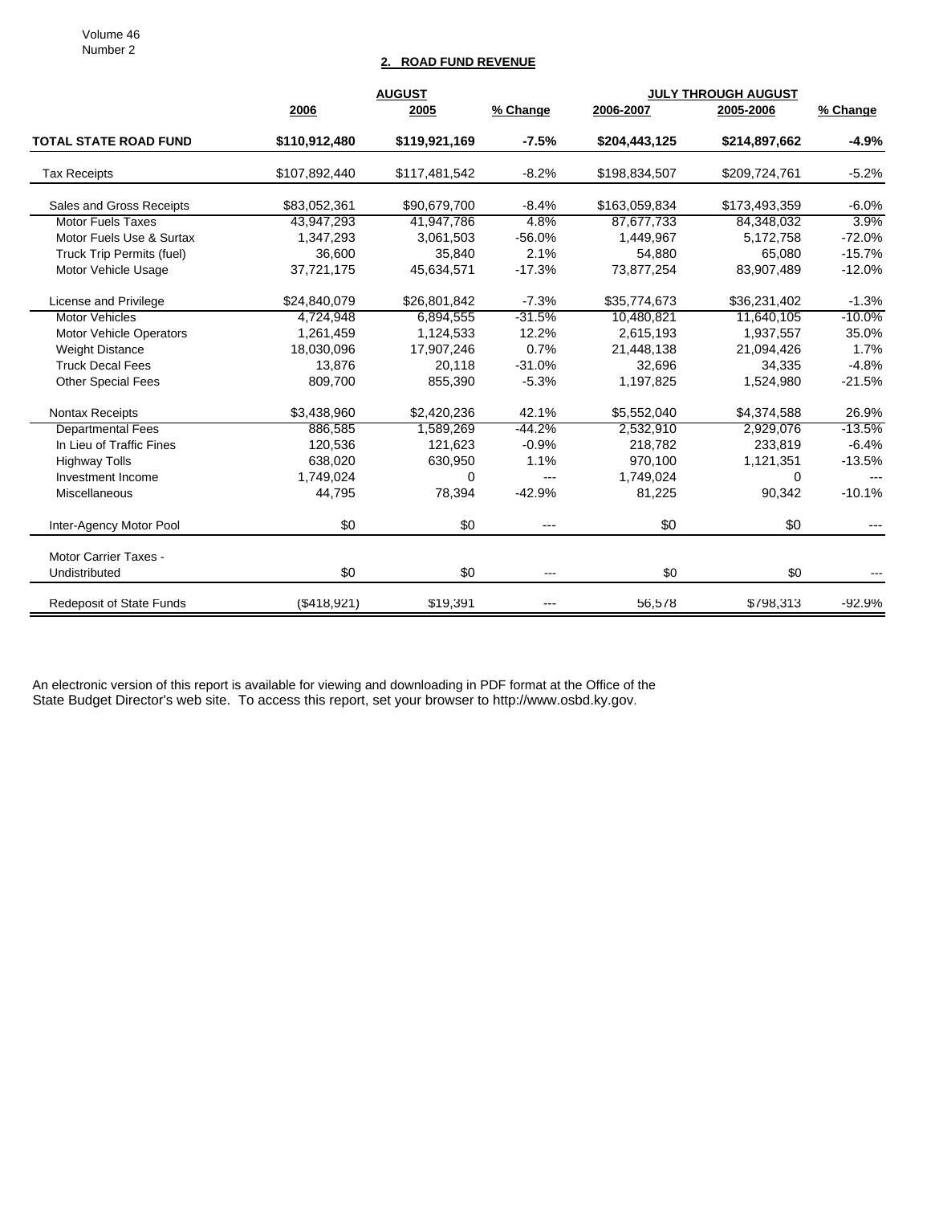## 2. ROAD FUND REVENUE

| | AUGUST | | | JULY THROUGH AUGUST | | |
|---|---|---|---|---|---|---|
| | 2006 | 2005 | % Change | 2006-2007 | 2005-2006 | % Change |
| **TOTAL STATE ROAD FUND** | **$110,912,480** | **$119,921,169** | **-7.5%** | **$204,443,125** | **$214,897,662** | **-4.9%** |
| Tax Receipts | $107,892,440 | $117,481,542 | -8.2% | $198,834,507 | $209,724,761 | -5.2% |
| Sales and Gross Receipts | $83,052,361 | $90,679,700 | -8.4% | $163,059,834 | $173,493,359 | -6.0% |
| Motor Fuels Taxes | 43,947,293 | 41,947,786 | 4.8% | 87,677,733 | 84,348,032 | 3.9% |
| Motor Fuels Use & Surtax | 1,347,293 | 3,061,503 | -56.0% | 1,449,967 | 5,172,758 | -72.0% |
| Truck Trip Permits (fuel) | 36,600 | 35,840 | 2.1% | 54,880 | 65,080 | -15.7% |
| Motor Vehicle Usage | 37,721,175 | 45,634,571 | -17.3% | 73,877,254 | 83,907,489 | -12.0% |
| License and Privilege | $24,840,079 | $26,801,842 | -7.3% | $35,774,673 | $36,231,402 | -1.3% |
| Motor Vehicles | 4,724,948 | 6,894,555 | -31.5% | 10,480,821 | 11,640,105 | -10.0% |
| Motor Vehicle Operators | 1,261,459 | 1,124,533 | 12.2% | 2,615,193 | 1,937,557 | 35.0% |
| Weight Distance | 18,030,096 | 17,907,246 | 0.7% | 21,448,138 | 21,094,426 | 1.7% |
| Truck Decal Fees | 13,876 | 20,118 | -31.0% | 32,696 | 34,335 | -4.8% |
| Other Special Fees | 809,700 | 855,390 | -5.3% | 1,197,825 | 1,524,980 | -21.5% |
| Nontax Receipts | $3,438,960 | $2,420,236 | 42.1% | $5,552,040 | $4,374,588 | 26.9% |
| Departmental Fees | 886,585 | 1,589,269 | -44.2% | 2,532,910 | 2,929,076 | -13.5% |
| In Lieu of Traffic Fines | 120,536 | 121,623 | -0.9% | 218,782 | 233,819 | -6.4% |
| Highway Tolls | 638,020 | 630,950 | 1.1% | 970,100 | 1,121,351 | -13.5% |
| Investment Income | 1,749,024 | 0 | --- | 1,749,024 | 0 | --- |
| Miscellaneous | 44,795 | 78,394 | -42.9% | 81,225 | 90,342 | -10.1% |
| Inter-Agency Motor Pool | $0 | $0 | --- | $0 | $0 | --- |
| Motor Carrier Taxes - Undistributed | $0 | $0 | --- | $0 | $0 | --- |
| Redeposit of State Funds | ($418,921) | $19,391 | --- | 56,578 | $798,313 | -92.9% |

An electronic version of this report is available for viewing and downloading in PDF format at the Office of the State Budget Director's web site. To access this report, set your browser to http://www.osbd.ky.gov.